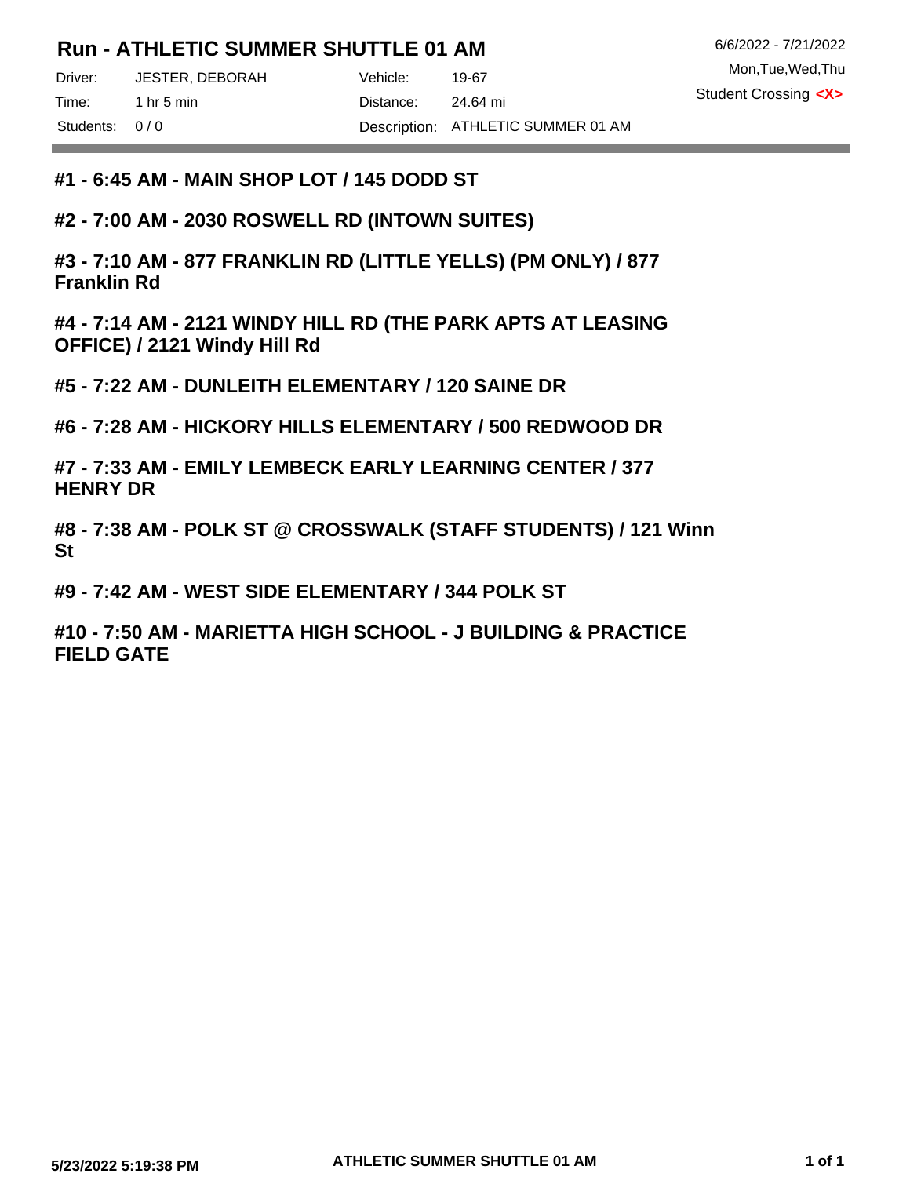# Run - ATHLETIC SUMMER SHUTTLE 01 AM

6/6/2022 - 7/21/2022
Mon,Tue,Wed,Thu
Student Crossing **<X>**

| | | | |
|---|---|---|---|
| Driver: | JESTER, DEBORAH | Vehicle: | 19-67 |
| Time: | 1 hr 5 min | Distance: | 24.64 mi |
| Students: | 0 / 0 | Description: | ATHLETIC SUMMER 01 AM |

**#1 - 6:45 AM - MAIN SHOP LOT / 145 DODD ST**

**#2 - 7:00 AM - 2030 ROSWELL RD (INTOWN SUITES)**

**#3 - 7:10 AM - 877 FRANKLIN RD (LITTLE YELLS) (PM ONLY) / 877 Franklin Rd**

**#4 - 7:14 AM - 2121 WINDY HILL RD (THE PARK APTS AT LEASING OFFICE) / 2121 Windy Hill Rd**

**#5 - 7:22 AM - DUNLEITH ELEMENTARY / 120 SAINE DR**

**#6 - 7:28 AM - HICKORY HILLS ELEMENTARY / 500 REDWOOD DR**

**#7 - 7:33 AM - EMILY LEMBECK EARLY LEARNING CENTER / 377 HENRY DR**

**#8 - 7:38 AM - POLK ST @ CROSSWALK (STAFF STUDENTS) / 121 Winn St**

**#9 - 7:42 AM - WEST SIDE ELEMENTARY / 344 POLK ST**

**#10 - 7:50 AM - MARIETTA HIGH SCHOOL - J BUILDING & PRACTICE FIELD GATE**

**5/23/2022 5:19:38 PM**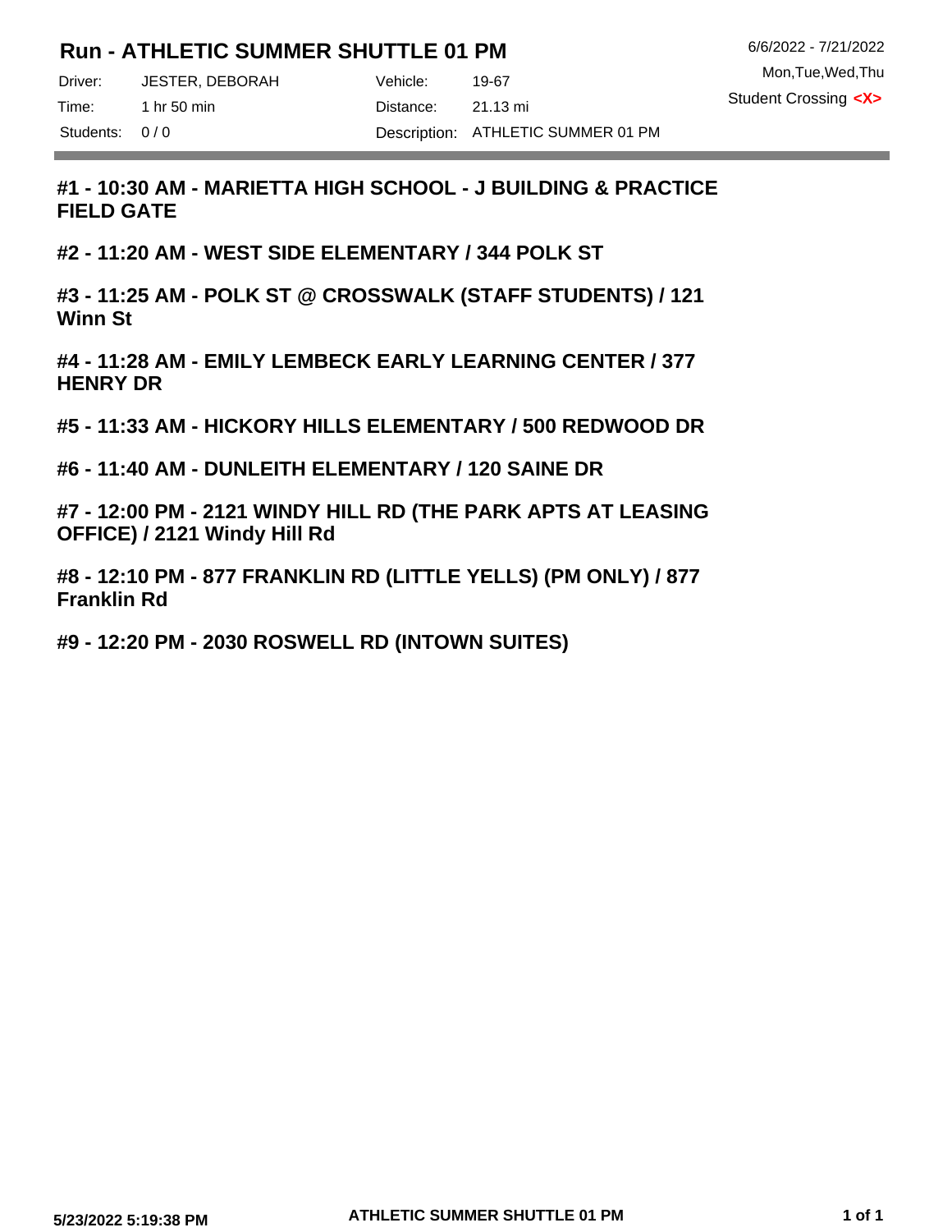# Run - ATHLETIC SUMMER SHUTTLE 01 PM

6/6/2022 - 7/21/2022
Mon,Tue,Wed,Thu
Student Crossing **<X>**

| | | | |
|---|---|---|---|
| Driver: | JESTER, DEBORAH | Vehicle: | 19-67 |
| Time: | 1 hr 50 min | Distance: | 21.13 mi |
| Students: | 0 / 0 | Description: | ATHLETIC SUMMER 01 PM |

---

**#1 - 10:30 AM - MARIETTA HIGH SCHOOL - J BUILDING & PRACTICE FIELD GATE**

**#2 - 11:20 AM - WEST SIDE ELEMENTARY / 344 POLK ST**

**#3 - 11:25 AM - POLK ST @ CROSSWALK (STAFF STUDENTS) / 121 Winn St**

**#4 - 11:28 AM - EMILY LEMBECK EARLY LEARNING CENTER / 377 HENRY DR**

**#5 - 11:33 AM - HICKORY HILLS ELEMENTARY / 500 REDWOOD DR**

**#6 - 11:40 AM - DUNLEITH ELEMENTARY / 120 SAINE DR**

**#7 - 12:00 PM - 2121 WINDY HILL RD (THE PARK APTS AT LEASING OFFICE) / 2121 Windy Hill Rd**

**#8 - 12:10 PM - 877 FRANKLIN RD (LITTLE YELLS) (PM ONLY) / 877 Franklin Rd**

**#9 - 12:20 PM - 2030 ROSWELL RD (INTOWN SUITES)**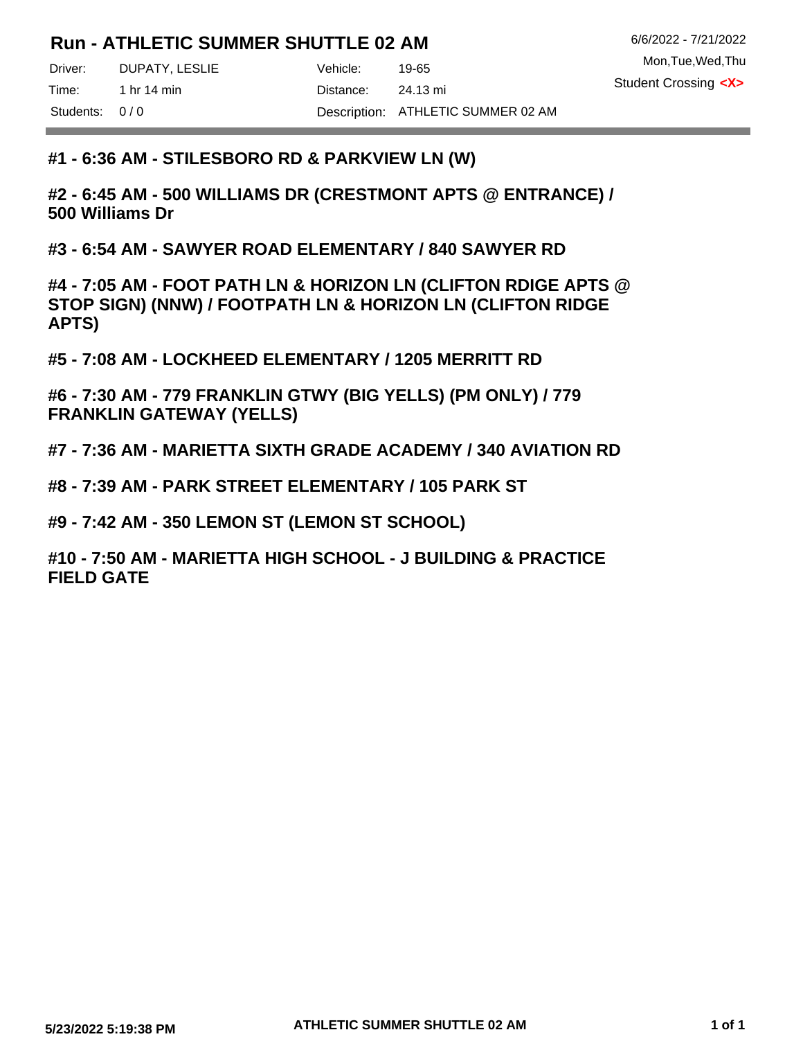# Run - ATHLETIC SUMMER SHUTTLE 02 AM

6/6/2022 - 7/21/2022
Mon,Tue,Wed,Thu
Student Crossing **<X>**

| | | | |
|---|---|---|---|
| Driver: | DUPATY, LESLIE | Vehicle: | 19-65 |
| Time: | 1 hr 14 min | Distance: | 24.13 mi |
| Students: | 0 / 0 | Description: | ATHLETIC SUMMER 02 AM |

**#1 - 6:36 AM - STILESBORO RD & PARKVIEW LN (W)**

**#2 - 6:45 AM - 500 WILLIAMS DR (CRESTMONT APTS @ ENTRANCE) / 500 Williams Dr**

**#3 - 6:54 AM - SAWYER ROAD ELEMENTARY / 840 SAWYER RD**

**#4 - 7:05 AM - FOOT PATH LN & HORIZON LN (CLIFTON RDIGE APTS @ STOP SIGN) (NNW) / FOOTPATH LN & HORIZON LN (CLIFTON RIDGE APTS)**

**#5 - 7:08 AM - LOCKHEED ELEMENTARY / 1205 MERRITT RD**

**#6 - 7:30 AM - 779 FRANKLIN GTWY (BIG YELLS) (PM ONLY) / 779 FRANKLIN GATEWAY (YELLS)**

**#7 - 7:36 AM - MARIETTA SIXTH GRADE ACADEMY / 340 AVIATION RD**

**#8 - 7:39 AM - PARK STREET ELEMENTARY / 105 PARK ST**

**#9 - 7:42 AM - 350 LEMON ST (LEMON ST SCHOOL)**

**#10 - 7:50 AM - MARIETTA HIGH SCHOOL - J BUILDING & PRACTICE FIELD GATE**

5/23/2022 5:19:38 PM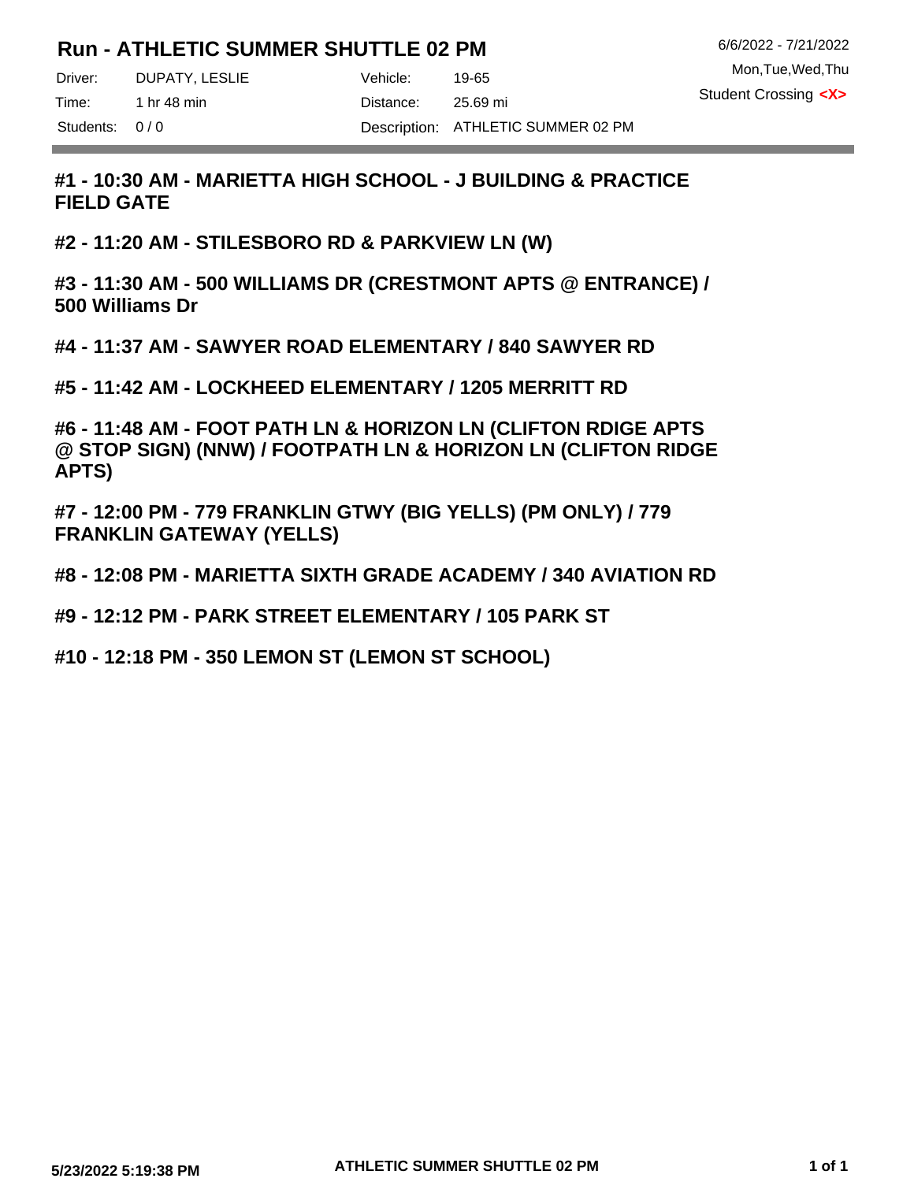# Run - ATHLETIC SUMMER SHUTTLE 02 PM

6/6/2022 - 7/21/2022
Mon,Tue,Wed,Thu
Student Crossing <X>

| | | | |
|---|---|---|---|
| Driver: | DUPATY, LESLIE | Vehicle: | 19-65 |
| Time: | 1 hr 48 min | Distance: | 25.69 mi |
| Students: | 0 / 0 | Description: | ATHLETIC SUMMER 02 PM |

**#1 - 10:30 AM - MARIETTA HIGH SCHOOL - J BUILDING & PRACTICE FIELD GATE**

**#2 - 11:20 AM - STILESBORO RD & PARKVIEW LN (W)**

**#3 - 11:30 AM - 500 WILLIAMS DR (CRESTMONT APTS @ ENTRANCE) / 500 Williams Dr**

**#4 - 11:37 AM - SAWYER ROAD ELEMENTARY / 840 SAWYER RD**

**#5 - 11:42 AM - LOCKHEED ELEMENTARY / 1205 MERRITT RD**

**#6 - 11:48 AM - FOOT PATH LN & HORIZON LN (CLIFTON RDIGE APTS @ STOP SIGN) (NNW) / FOOTPATH LN & HORIZON LN (CLIFTON RIDGE APTS)**

**#7 - 12:00 PM - 779 FRANKLIN GTWY (BIG YELLS) (PM ONLY) / 779 FRANKLIN GATEWAY (YELLS)**

**#8 - 12:08 PM - MARIETTA SIXTH GRADE ACADEMY / 340 AVIATION RD**

**#9 - 12:12 PM - PARK STREET ELEMENTARY / 105 PARK ST**

**#10 - 12:18 PM - 350 LEMON ST (LEMON ST SCHOOL)**

5/23/2022 5:19:38 PM